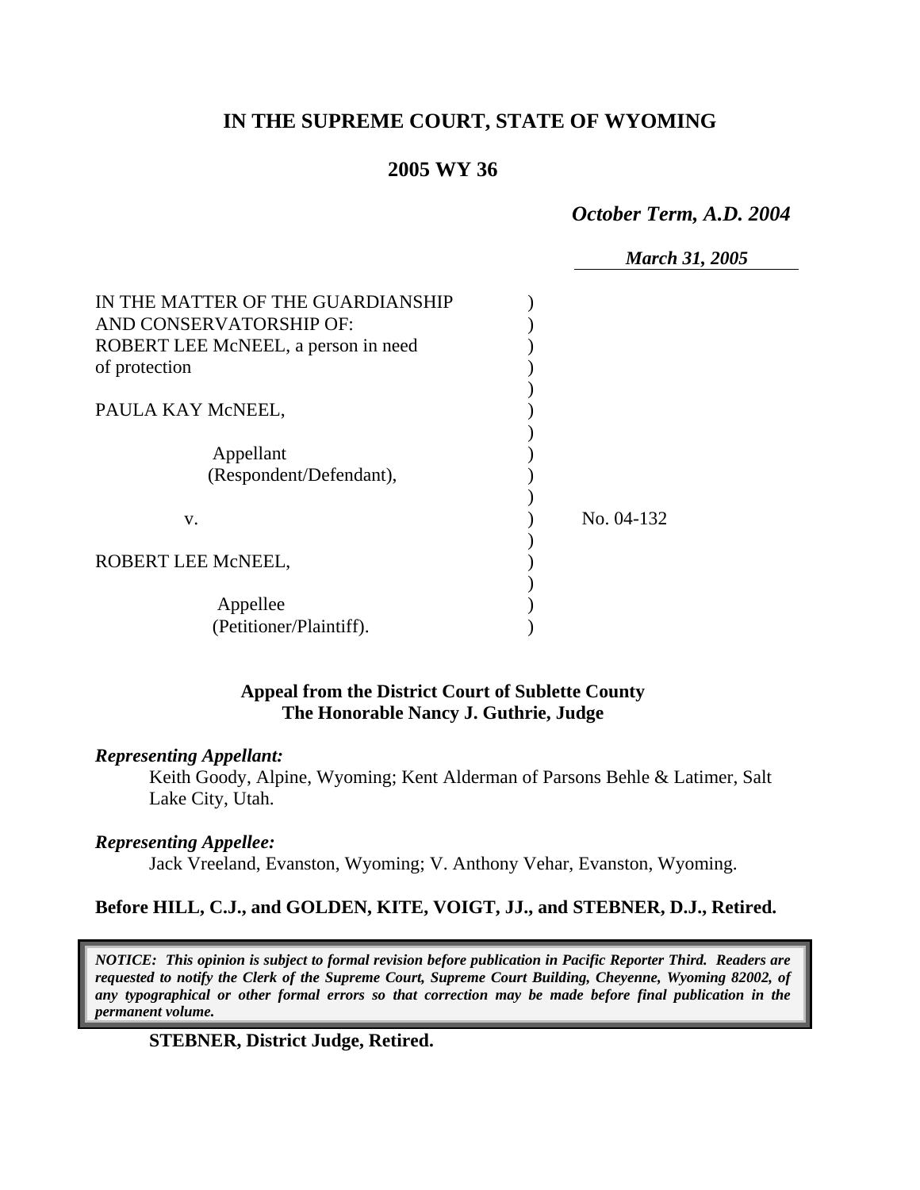# IN THE SUPREME COURT, STATE OF WYOMING

## 2005 WY 36

*October Term, A.D. 2004*

*March 31, 2005*

IN THE MATTER OF THE GUARDIANSHIP AND CONSERVATORSHIP OF: ROBERT LEE McNEEL, a person in need of protection

PAULA KAY McNEEL,

Appellant (Respondent/Defendant),

v.

ROBERT LEE McNEEL,

Appellee (Petitioner/Plaintiff).

No. 04-132

**Appeal from the District Court of Sublette County**
**The Honorable Nancy J. Guthrie, Judge**

***Representing Appellant:***

Keith Goody, Alpine, Wyoming; Kent Alderman of Parsons Behle & Latimer, Salt Lake City, Utah.

***Representing Appellee:***

Jack Vreeland, Evanston, Wyoming; V. Anthony Vehar, Evanston, Wyoming.

**Before HILL, C.J., and GOLDEN, KITE, VOIGT, JJ., and STEBNER, D.J., Retired.**

***NOTICE: This opinion is subject to formal revision before publication in Pacific Reporter Third. Readers are requested to notify the Clerk of the Supreme Court, Supreme Court Building, Cheyenne, Wyoming 82002, of any typographical or other formal errors so that correction may be made before final publication in the permanent volume.***

**STEBNER, District Judge, Retired.**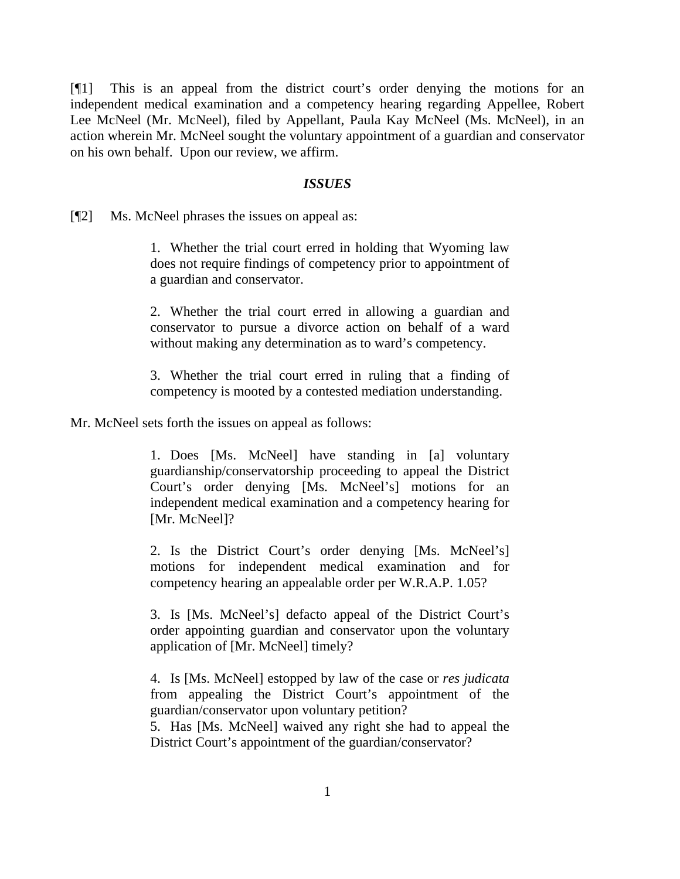[¶1] This is an appeal from the district court's order denying the motions for an independent medical examination and a competency hearing regarding Appellee, Robert Lee McNeel (Mr. McNeel), filed by Appellant, Paula Kay McNeel (Ms. McNeel), in an action wherein Mr. McNeel sought the voluntary appointment of a guardian and conservator on his own behalf. Upon our review, we affirm.

### *ISSUES*

[¶2] Ms. McNeel phrases the issues on appeal as:

> 1. Whether the trial court erred in holding that Wyoming law does not require findings of competency prior to appointment of a guardian and conservator.
>
> 2. Whether the trial court erred in allowing a guardian and conservator to pursue a divorce action on behalf of a ward without making any determination as to ward's competency.
>
> 3. Whether the trial court erred in ruling that a finding of competency is mooted by a contested mediation understanding.

Mr. McNeel sets forth the issues on appeal as follows:

> 1. Does [Ms. McNeel] have standing in [a] voluntary guardianship/conservatorship proceeding to appeal the District Court's order denying [Ms. McNeel's] motions for an independent medical examination and a competency hearing for [Mr. McNeel]?
>
> 2. Is the District Court's order denying [Ms. McNeel's] motions for independent medical examination and for competency hearing an appealable order per W.R.A.P. 1.05?
>
> 3. Is [Ms. McNeel's] defacto appeal of the District Court's order appointing guardian and conservator upon the voluntary application of [Mr. McNeel] timely?
>
> 4. Is [Ms. McNeel] estopped by law of the case or *res judicata* from appealing the District Court's appointment of the guardian/conservator upon voluntary petition?
>
> 5. Has [Ms. McNeel] waived any right she had to appeal the District Court's appointment of the guardian/conservator?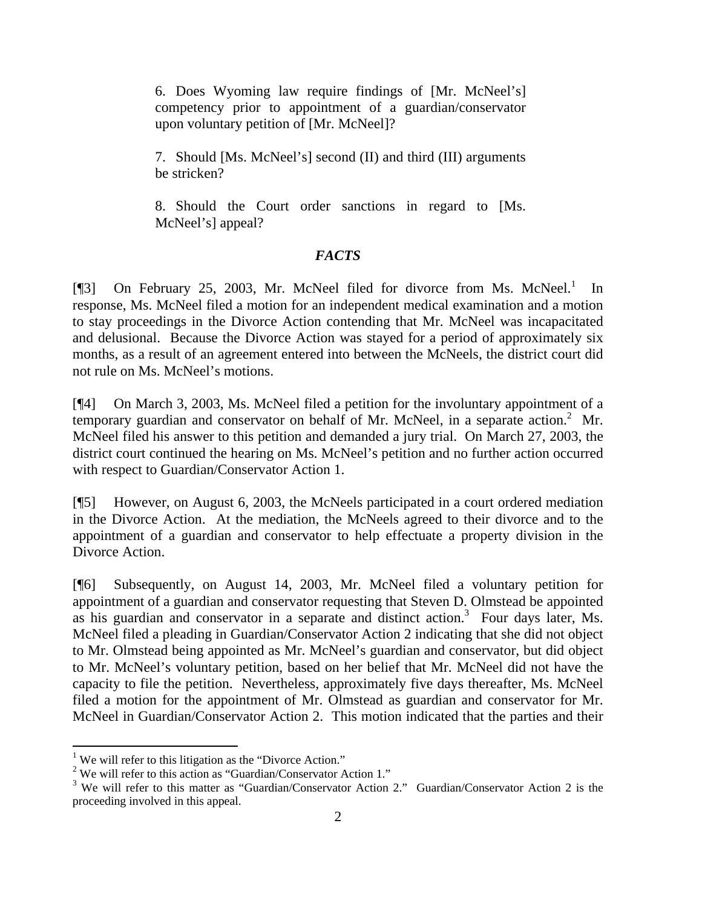6. Does Wyoming law require findings of [Mr. McNeel's] competency prior to appointment of a guardian/conservator upon voluntary petition of [Mr. McNeel]?

7. Should [Ms. McNeel's] second (II) and third (III) arguments be stricken?

8. Should the Court order sanctions in regard to [Ms. McNeel's] appeal?

### *FACTS*

[¶3] On February 25, 2003, Mr. McNeel filed for divorce from Ms. McNeel.[1] In response, Ms. McNeel filed a motion for an independent medical examination and a motion to stay proceedings in the Divorce Action contending that Mr. McNeel was incapacitated and delusional. Because the Divorce Action was stayed for a period of approximately six months, as a result of an agreement entered into between the McNeels, the district court did not rule on Ms. McNeel's motions.

[¶4] On March 3, 2003, Ms. McNeel filed a petition for the involuntary appointment of a temporary guardian and conservator on behalf of Mr. McNeel, in a separate action.[2] Mr. McNeel filed his answer to this petition and demanded a jury trial. On March 27, 2003, the district court continued the hearing on Ms. McNeel's petition and no further action occurred with respect to Guardian/Conservator Action 1.

[¶5] However, on August 6, 2003, the McNeels participated in a court ordered mediation in the Divorce Action. At the mediation, the McNeels agreed to their divorce and to the appointment of a guardian and conservator to help effectuate a property division in the Divorce Action.

[¶6] Subsequently, on August 14, 2003, Mr. McNeel filed a voluntary petition for appointment of a guardian and conservator requesting that Steven D. Olmstead be appointed as his guardian and conservator in a separate and distinct action.[3] Four days later, Ms. McNeel filed a pleading in Guardian/Conservator Action 2 indicating that she did not object to Mr. Olmstead being appointed as Mr. McNeel's guardian and conservator, but did object to Mr. McNeel's voluntary petition, based on her belief that Mr. McNeel did not have the capacity to file the petition. Nevertheless, approximately five days thereafter, Ms. McNeel filed a motion for the appointment of Mr. Olmstead as guardian and conservator for Mr. McNeel in Guardian/Conservator Action 2. This motion indicated that the parties and their

---

[1] We will refer to this litigation as the "Divorce Action."

[2] We will refer to this action as "Guardian/Conservator Action 1."

[3] We will refer to this matter as "Guardian/Conservator Action 2." Guardian/Conservator Action 2 is the proceeding involved in this appeal.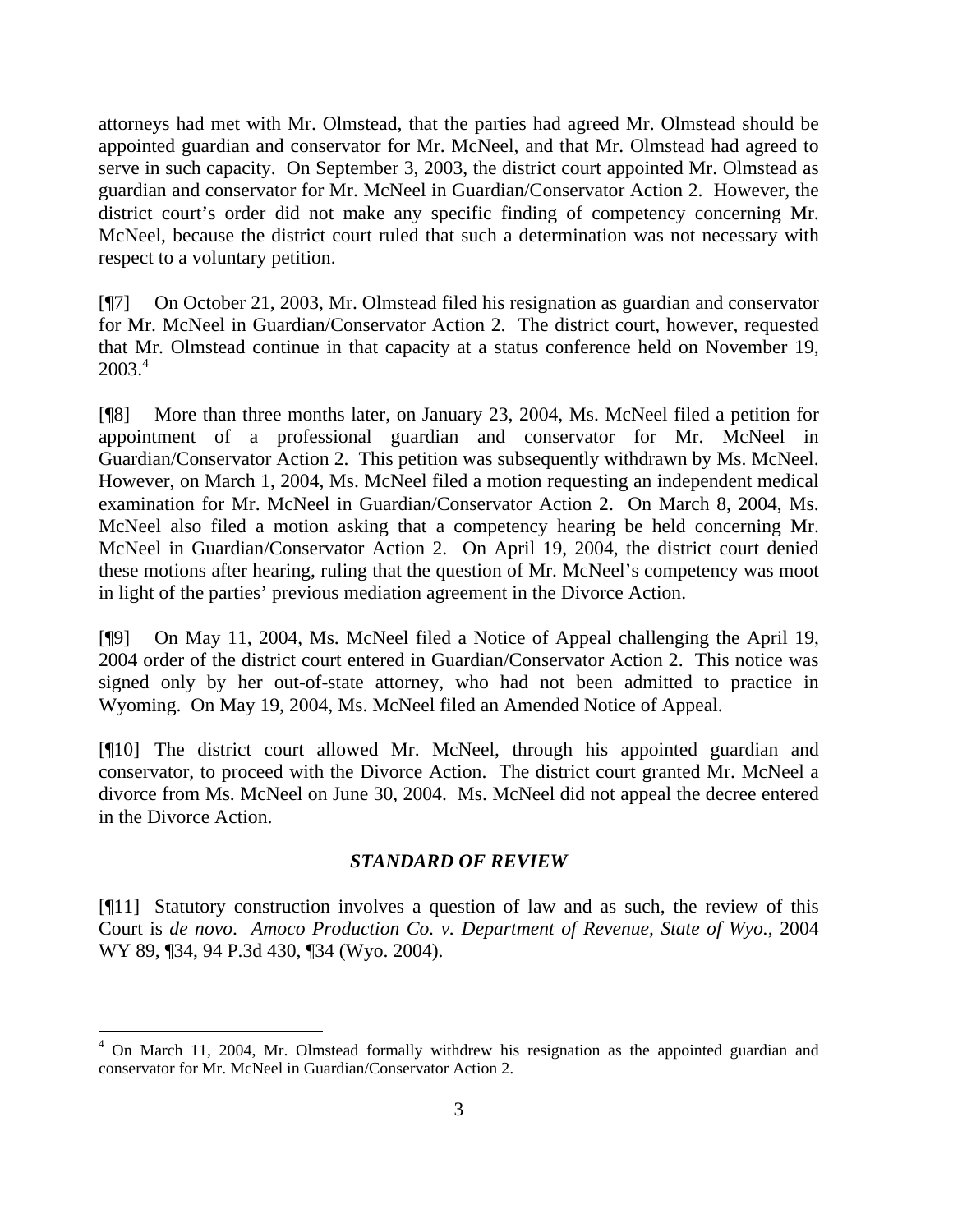attorneys had met with Mr. Olmstead, that the parties had agreed Mr. Olmstead should be appointed guardian and conservator for Mr. McNeel, and that Mr. Olmstead had agreed to serve in such capacity. On September 3, 2003, the district court appointed Mr. Olmstead as guardian and conservator for Mr. McNeel in Guardian/Conservator Action 2. However, the district court's order did not make any specific finding of competency concerning Mr. McNeel, because the district court ruled that such a determination was not necessary with respect to a voluntary petition.

[¶7] On October 21, 2003, Mr. Olmstead filed his resignation as guardian and conservator for Mr. McNeel in Guardian/Conservator Action 2. The district court, however, requested that Mr. Olmstead continue in that capacity at a status conference held on November 19, 2003.[4]

[¶8] More than three months later, on January 23, 2004, Ms. McNeel filed a petition for appointment of a professional guardian and conservator for Mr. McNeel in Guardian/Conservator Action 2. This petition was subsequently withdrawn by Ms. McNeel. However, on March 1, 2004, Ms. McNeel filed a motion requesting an independent medical examination for Mr. McNeel in Guardian/Conservator Action 2. On March 8, 2004, Ms. McNeel also filed a motion asking that a competency hearing be held concerning Mr. McNeel in Guardian/Conservator Action 2. On April 19, 2004, the district court denied these motions after hearing, ruling that the question of Mr. McNeel's competency was moot in light of the parties' previous mediation agreement in the Divorce Action.

[¶9] On May 11, 2004, Ms. McNeel filed a Notice of Appeal challenging the April 19, 2004 order of the district court entered in Guardian/Conservator Action 2. This notice was signed only by her out-of-state attorney, who had not been admitted to practice in Wyoming. On May 19, 2004, Ms. McNeel filed an Amended Notice of Appeal.

[¶10] The district court allowed Mr. McNeel, through his appointed guardian and conservator, to proceed with the Divorce Action. The district court granted Mr. McNeel a divorce from Ms. McNeel on June 30, 2004. Ms. McNeel did not appeal the decree entered in the Divorce Action.

## *STANDARD OF REVIEW*

[¶11] Statutory construction involves a question of law and as such, the review of this Court is *de novo*. *Amoco Production Co. v. Department of Revenue, State of Wyo.*, 2004 WY 89, ¶34, 94 P.3d 430, ¶34 (Wyo. 2004).

---

[4] On March 11, 2004, Mr. Olmstead formally withdrew his resignation as the appointed guardian and conservator for Mr. McNeel in Guardian/Conservator Action 2.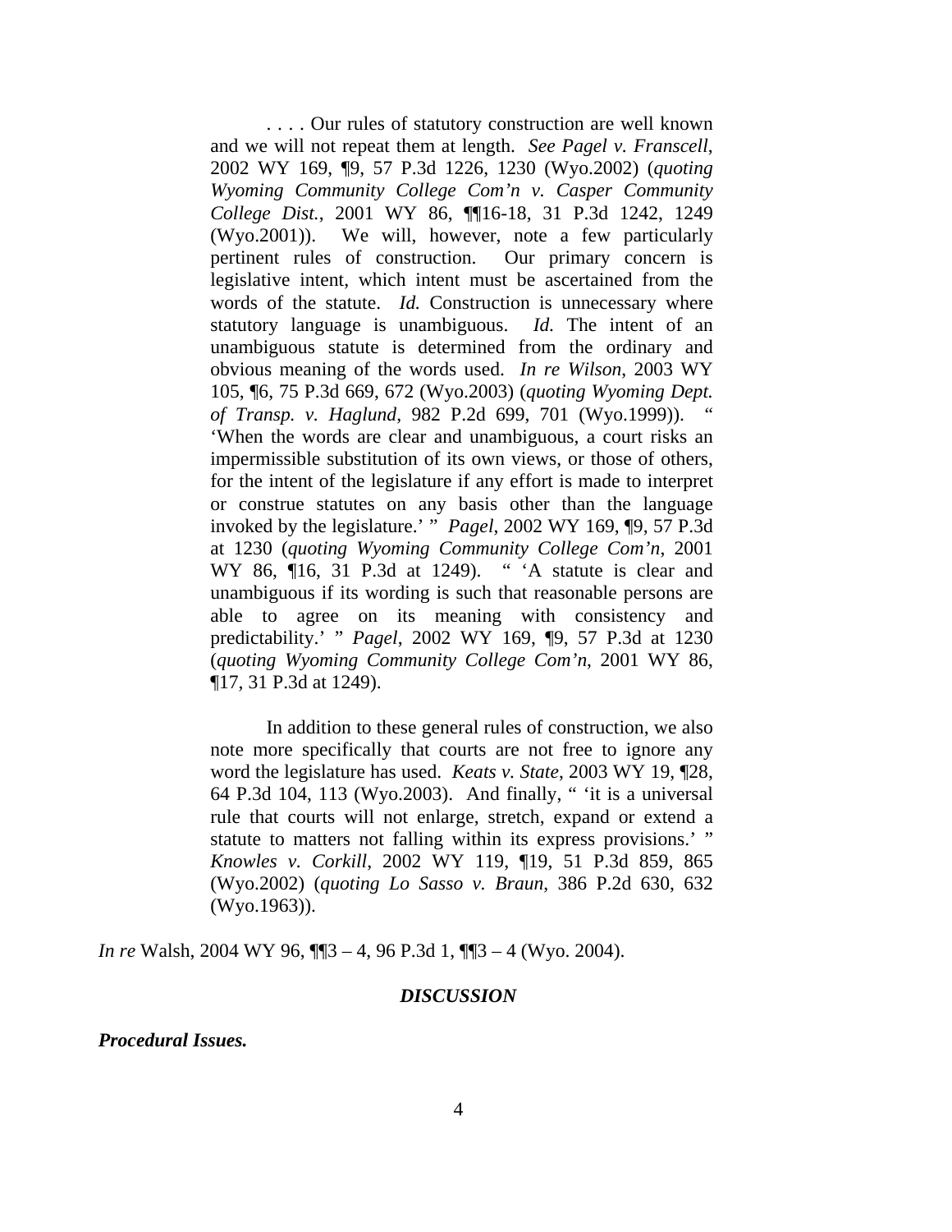> . . . . Our rules of statutory construction are well known and we will not repeat them at length. *See Pagel v. Franscell*, 2002 WY 169, ¶9, 57 P.3d 1226, 1230 (Wyo.2002) (*quoting Wyoming Community College Com'n v. Casper Community College Dist.*, 2001 WY 86, ¶¶16-18, 31 P.3d 1242, 1249 (Wyo.2001)). We will, however, note a few particularly pertinent rules of construction. Our primary concern is legislative intent, which intent must be ascertained from the words of the statute. *Id.* Construction is unnecessary where statutory language is unambiguous. *Id.* The intent of an unambiguous statute is determined from the ordinary and obvious meaning of the words used. *In re Wilson*, 2003 WY 105, ¶6, 75 P.3d 669, 672 (Wyo.2003) (*quoting Wyoming Dept. of Transp. v. Haglund*, 982 P.2d 699, 701 (Wyo.1999)). " 'When the words are clear and unambiguous, a court risks an impermissible substitution of its own views, or those of others, for the intent of the legislature if any effort is made to interpret or construe statutes on any basis other than the language invoked by the legislature.' " *Pagel*, 2002 WY 169, ¶9, 57 P.3d at 1230 (*quoting Wyoming Community College Com'n*, 2001 WY 86, ¶16, 31 P.3d at 1249). " 'A statute is clear and unambiguous if its wording is such that reasonable persons are able to agree on its meaning with consistency and predictability.' " *Pagel*, 2002 WY 169, ¶9, 57 P.3d at 1230 (*quoting Wyoming Community College Com'n*, 2001 WY 86, ¶17, 31 P.3d at 1249).
>
> In addition to these general rules of construction, we also note more specifically that courts are not free to ignore any word the legislature has used. *Keats v. State*, 2003 WY 19, ¶28, 64 P.3d 104, 113 (Wyo.2003). And finally, " 'it is a universal rule that courts will not enlarge, stretch, expand or extend a statute to matters not falling within its express provisions.' " *Knowles v. Corkill*, 2002 WY 119, ¶19, 51 P.3d 859, 865 (Wyo.2002) (*quoting Lo Sasso v. Braun*, 386 P.2d 630, 632 (Wyo.1963)).

*In re* Walsh, 2004 WY 96, ¶¶3 – 4, 96 P.3d 1, ¶¶3 – 4 (Wyo. 2004).

## *DISCUSSION*

***Procedural Issues.***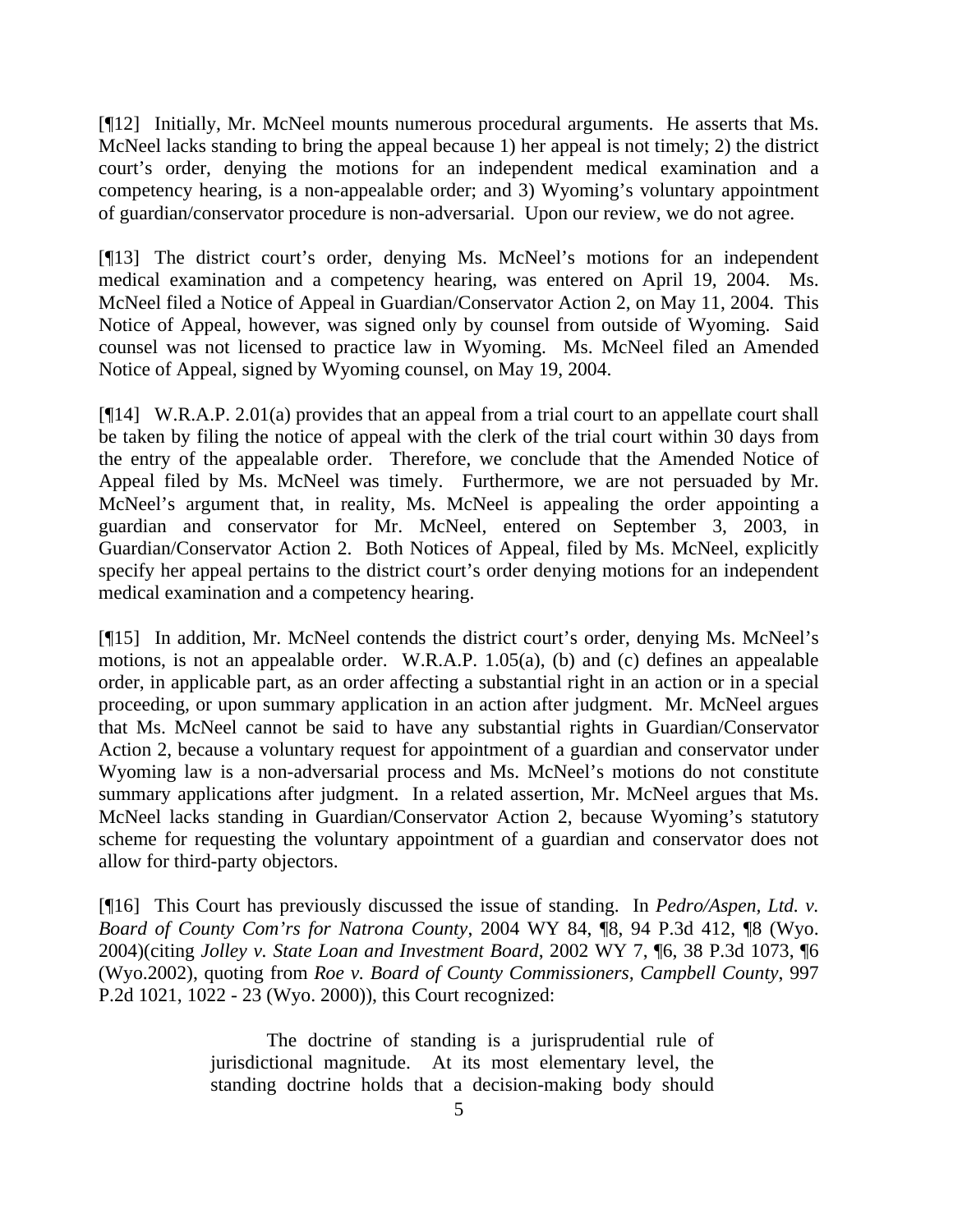[¶12] Initially, Mr. McNeel mounts numerous procedural arguments. He asserts that Ms. McNeel lacks standing to bring the appeal because 1) her appeal is not timely; 2) the district court's order, denying the motions for an independent medical examination and a competency hearing, is a non-appealable order; and 3) Wyoming's voluntary appointment of guardian/conservator procedure is non-adversarial. Upon our review, we do not agree.

[¶13] The district court's order, denying Ms. McNeel's motions for an independent medical examination and a competency hearing, was entered on April 19, 2004. Ms. McNeel filed a Notice of Appeal in Guardian/Conservator Action 2, on May 11, 2004. This Notice of Appeal, however, was signed only by counsel from outside of Wyoming. Said counsel was not licensed to practice law in Wyoming. Ms. McNeel filed an Amended Notice of Appeal, signed by Wyoming counsel, on May 19, 2004.

[¶14] W.R.A.P. 2.01(a) provides that an appeal from a trial court to an appellate court shall be taken by filing the notice of appeal with the clerk of the trial court within 30 days from the entry of the appealable order. Therefore, we conclude that the Amended Notice of Appeal filed by Ms. McNeel was timely. Furthermore, we are not persuaded by Mr. McNeel's argument that, in reality, Ms. McNeel is appealing the order appointing a guardian and conservator for Mr. McNeel, entered on September 3, 2003, in Guardian/Conservator Action 2. Both Notices of Appeal, filed by Ms. McNeel, explicitly specify her appeal pertains to the district court's order denying motions for an independent medical examination and a competency hearing.

[¶15] In addition, Mr. McNeel contends the district court's order, denying Ms. McNeel's motions, is not an appealable order. W.R.A.P. 1.05(a), (b) and (c) defines an appealable order, in applicable part, as an order affecting a substantial right in an action or in a special proceeding, or upon summary application in an action after judgment. Mr. McNeel argues that Ms. McNeel cannot be said to have any substantial rights in Guardian/Conservator Action 2, because a voluntary request for appointment of a guardian and conservator under Wyoming law is a non-adversarial process and Ms. McNeel's motions do not constitute summary applications after judgment. In a related assertion, Mr. McNeel argues that Ms. McNeel lacks standing in Guardian/Conservator Action 2, because Wyoming's statutory scheme for requesting the voluntary appointment of a guardian and conservator does not allow for third-party objectors.

[¶16] This Court has previously discussed the issue of standing. In *Pedro/Aspen, Ltd. v. Board of County Com'rs for Natrona County*, 2004 WY 84, ¶8, 94 P.3d 412, ¶8 (Wyo. 2004)(citing *Jolley v. State Loan and Investment Board*, 2002 WY 7, ¶6, 38 P.3d 1073, ¶6 (Wyo.2002), quoting from *Roe v. Board of County Commissioners, Campbell County*, 997 P.2d 1021, 1022 - 23 (Wyo. 2000)), this Court recognized:

> The doctrine of standing is a jurisprudential rule of jurisdictional magnitude. At its most elementary level, the standing doctrine holds that a decision-making body should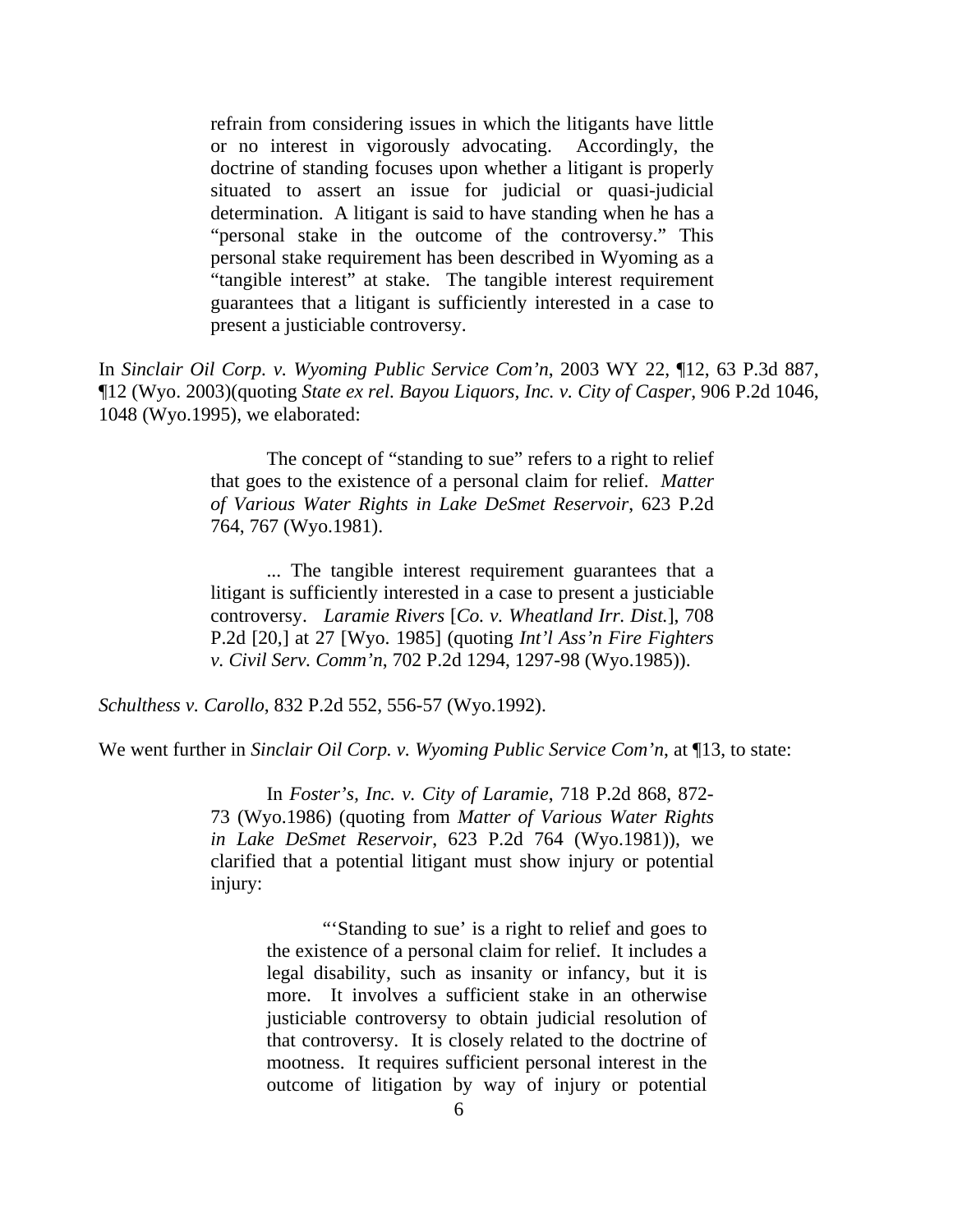> refrain from considering issues in which the litigants have little or no interest in vigorously advocating. Accordingly, the doctrine of standing focuses upon whether a litigant is properly situated to assert an issue for judicial or quasi-judicial determination. A litigant is said to have standing when he has a "personal stake in the outcome of the controversy." This personal stake requirement has been described in Wyoming as a "tangible interest" at stake. The tangible interest requirement guarantees that a litigant is sufficiently interested in a case to present a justiciable controversy.

In *Sinclair Oil Corp. v. Wyoming Public Service Com'n*, 2003 WY 22, ¶12, 63 P.3d 887, ¶12 (Wyo. 2003)(quoting *State ex rel. Bayou Liquors, Inc. v. City of Casper*, 906 P.2d 1046, 1048 (Wyo.1995), we elaborated:

> The concept of "standing to sue" refers to a right to relief that goes to the existence of a personal claim for relief. *Matter of Various Water Rights in Lake DeSmet Reservoir*, 623 P.2d 764, 767 (Wyo.1981).
>
> ... The tangible interest requirement guarantees that a litigant is sufficiently interested in a case to present a justiciable controversy. *Laramie Rivers* [*Co. v. Wheatland Irr. Dist.*], 708 P.2d [20,] at 27 [Wyo. 1985] (quoting *Int'l Ass'n Fire Fighters v. Civil Serv. Comm'n*, 702 P.2d 1294, 1297-98 (Wyo.1985)).

*Schulthess v. Carollo*, 832 P.2d 552, 556-57 (Wyo.1992).

We went further in *Sinclair Oil Corp. v. Wyoming Public Service Com'n*, at ¶13, to state:

> In *Foster's, Inc. v. City of Laramie*, 718 P.2d 868, 872-73 (Wyo.1986) (quoting from *Matter of Various Water Rights in Lake DeSmet Reservoir*, 623 P.2d 764 (Wyo.1981)), we clarified that a potential litigant must show injury or potential injury:
>
> > "'Standing to sue' is a right to relief and goes to the existence of a personal claim for relief. It includes a legal disability, such as insanity or infancy, but it is more. It involves a sufficient stake in an otherwise justiciable controversy to obtain judicial resolution of that controversy. It is closely related to the doctrine of mootness. It requires sufficient personal interest in the outcome of litigation by way of injury or potential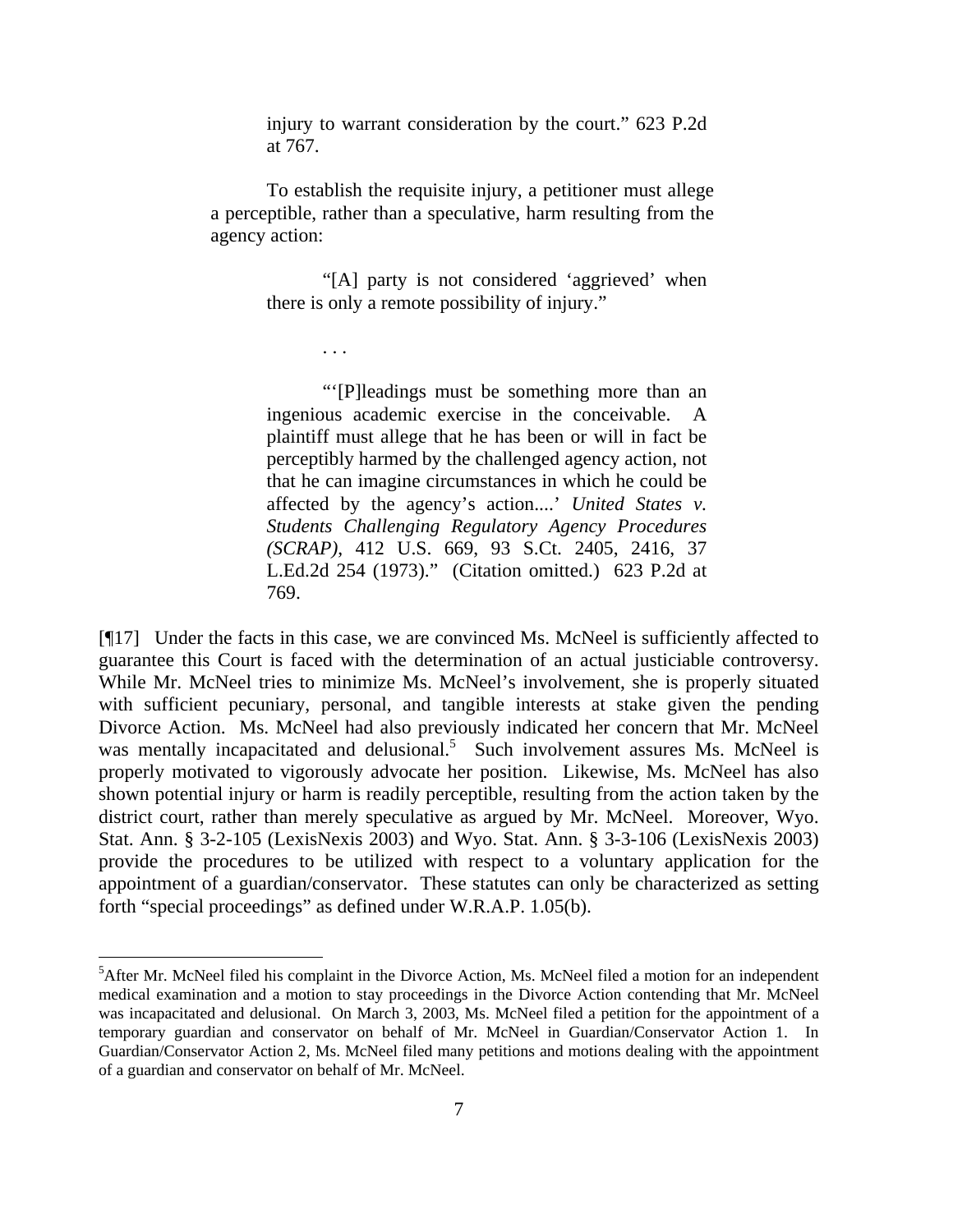> injury to warrant consideration by the court." 623 P.2d at 767.

> To establish the requisite injury, a petitioner must allege a perceptible, rather than a speculative, harm resulting from the agency action:

>> "[A] party is not considered 'aggrieved' when there is only a remote possibility of injury."
>>
>> . . .
>>
>> "'[P]leadings must be something more than an ingenious academic exercise in the conceivable. A plaintiff must allege that he has been or will in fact be perceptibly harmed by the challenged agency action, not that he can imagine circumstances in which he could be affected by the agency's action....' *United States v. Students Challenging Regulatory Agency Procedures (SCRAP)*, 412 U.S. 669, 93 S.Ct. 2405, 2416, 37 L.Ed.2d 254 (1973)." (Citation omitted.) 623 P.2d at 769.

[¶17] Under the facts in this case, we are convinced Ms. McNeel is sufficiently affected to guarantee this Court is faced with the determination of an actual justiciable controversy. While Mr. McNeel tries to minimize Ms. McNeel's involvement, she is properly situated with sufficient pecuniary, personal, and tangible interests at stake given the pending Divorce Action. Ms. McNeel had also previously indicated her concern that Mr. McNeel was mentally incapacitated and delusional.[5] Such involvement assures Ms. McNeel is properly motivated to vigorously advocate her position. Likewise, Ms. McNeel has also shown potential injury or harm is readily perceptible, resulting from the action taken by the district court, rather than merely speculative as argued by Mr. McNeel. Moreover, Wyo. Stat. Ann. § 3-2-105 (LexisNexis 2003) and Wyo. Stat. Ann. § 3-3-106 (LexisNexis 2003) provide the procedures to be utilized with respect to a voluntary application for the appointment of a guardian/conservator. These statutes can only be characterized as setting forth "special proceedings" as defined under W.R.A.P. 1.05(b).

---

[5] After Mr. McNeel filed his complaint in the Divorce Action, Ms. McNeel filed a motion for an independent medical examination and a motion to stay proceedings in the Divorce Action contending that Mr. McNeel was incapacitated and delusional. On March 3, 2003, Ms. McNeel filed a petition for the appointment of a temporary guardian and conservator on behalf of Mr. McNeel in Guardian/Conservator Action 1. In Guardian/Conservator Action 2, Ms. McNeel filed many petitions and motions dealing with the appointment of a guardian and conservator on behalf of Mr. McNeel.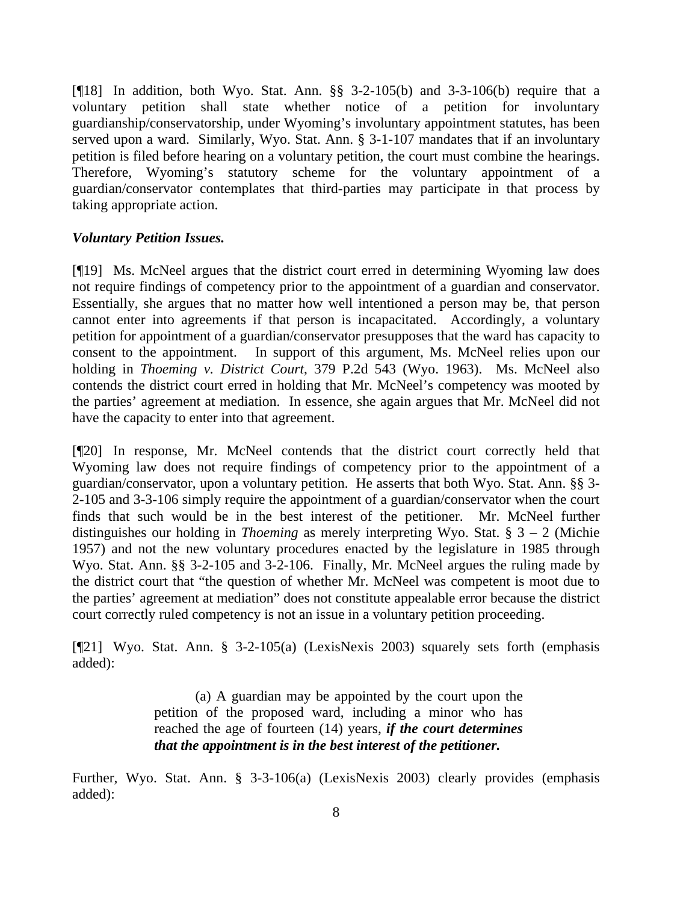[¶18] In addition, both Wyo. Stat. Ann. §§ 3-2-105(b) and 3-3-106(b) require that a voluntary petition shall state whether notice of a petition for involuntary guardianship/conservatorship, under Wyoming's involuntary appointment statutes, has been served upon a ward. Similarly, Wyo. Stat. Ann. § 3-1-107 mandates that if an involuntary petition is filed before hearing on a voluntary petition, the court must combine the hearings. Therefore, Wyoming's statutory scheme for the voluntary appointment of a guardian/conservator contemplates that third-parties may participate in that process by taking appropriate action.

***Voluntary Petition Issues.***

[¶19] Ms. McNeel argues that the district court erred in determining Wyoming law does not require findings of competency prior to the appointment of a guardian and conservator. Essentially, she argues that no matter how well intentioned a person may be, that person cannot enter into agreements if that person is incapacitated. Accordingly, a voluntary petition for appointment of a guardian/conservator presupposes that the ward has capacity to consent to the appointment. In support of this argument, Ms. McNeel relies upon our holding in *Thoeming v. District Court*, 379 P.2d 543 (Wyo. 1963). Ms. McNeel also contends the district court erred in holding that Mr. McNeel's competency was mooted by the parties' agreement at mediation. In essence, she again argues that Mr. McNeel did not have the capacity to enter into that agreement.

[¶20] In response, Mr. McNeel contends that the district court correctly held that Wyoming law does not require findings of competency prior to the appointment of a guardian/conservator, upon a voluntary petition. He asserts that both Wyo. Stat. Ann. §§ 3-2-105 and 3-3-106 simply require the appointment of a guardian/conservator when the court finds that such would be in the best interest of the petitioner. Mr. McNeel further distinguishes our holding in *Thoeming* as merely interpreting Wyo. Stat. § 3 – 2 (Michie 1957) and not the new voluntary procedures enacted by the legislature in 1985 through Wyo. Stat. Ann. §§ 3-2-105 and 3-2-106. Finally, Mr. McNeel argues the ruling made by the district court that "the question of whether Mr. McNeel was competent is moot due to the parties' agreement at mediation" does not constitute appealable error because the district court correctly ruled competency is not an issue in a voluntary petition proceeding.

[¶21] Wyo. Stat. Ann. § 3-2-105(a) (LexisNexis 2003) squarely sets forth (emphasis added):

> (a) A guardian may be appointed by the court upon the petition of the proposed ward, including a minor who has reached the age of fourteen (14) years, ***if the court determines that the appointment is in the best interest of the petitioner.***

Further, Wyo. Stat. Ann. § 3-3-106(a) (LexisNexis 2003) clearly provides (emphasis added):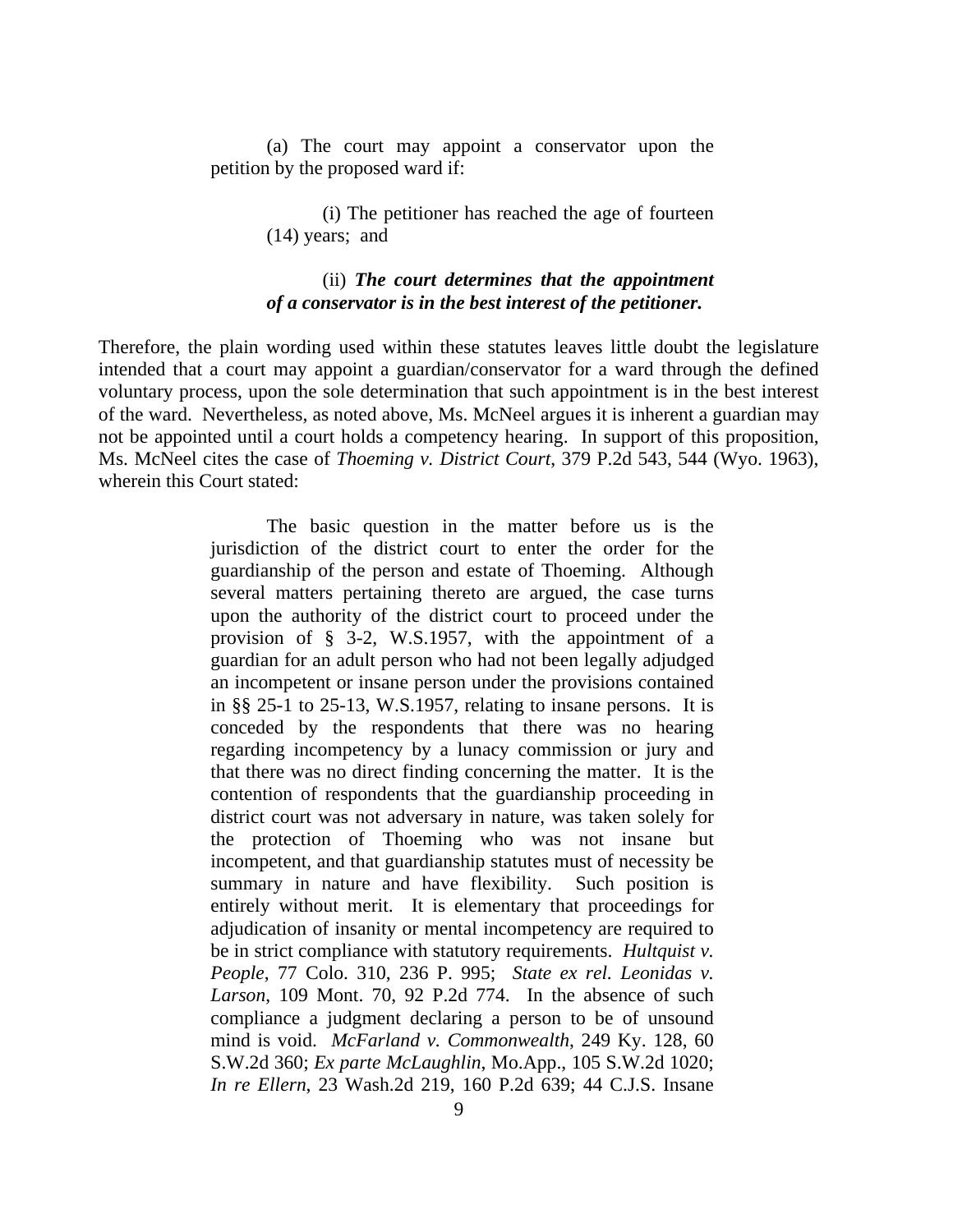> (a) The court may appoint a conservator upon the petition by the proposed ward if:
>
> > (i) The petitioner has reached the age of fourteen (14) years; and
> >
> > (ii) ***The court determines that the appointment of a conservator is in the best interest of the petitioner.***

Therefore, the plain wording used within these statutes leaves little doubt the legislature intended that a court may appoint a guardian/conservator for a ward through the defined voluntary process, upon the sole determination that such appointment is in the best interest of the ward. Nevertheless, as noted above, Ms. McNeel argues it is inherent a guardian may not be appointed until a court holds a competency hearing. In support of this proposition, Ms. McNeel cites the case of *Thoeming v. District Court*, 379 P.2d 543, 544 (Wyo. 1963), wherein this Court stated:

> The basic question in the matter before us is the jurisdiction of the district court to enter the order for the guardianship of the person and estate of Thoeming. Although several matters pertaining thereto are argued, the case turns upon the authority of the district court to proceed under the provision of § 3-2, W.S.1957, with the appointment of a guardian for an adult person who had not been legally adjudged an incompetent or insane person under the provisions contained in §§ 25-1 to 25-13, W.S.1957, relating to insane persons. It is conceded by the respondents that there was no hearing regarding incompetency by a lunacy commission or jury and that there was no direct finding concerning the matter. It is the contention of respondents that the guardianship proceeding in district court was not adversary in nature, was taken solely for the protection of Thoeming who was not insane but incompetent, and that guardianship statutes must of necessity be summary in nature and have flexibility. Such position is entirely without merit. It is elementary that proceedings for adjudication of insanity or mental incompetency are required to be in strict compliance with statutory requirements. *Hultquist v. People*, 77 Colo. 310, 236 P. 995; *State ex rel. Leonidas v. Larson*, 109 Mont. 70, 92 P.2d 774. In the absence of such compliance a judgment declaring a person to be of unsound mind is void. *McFarland v. Commonwealth*, 249 Ky. 128, 60 S.W.2d 360; *Ex parte McLaughlin*, Mo.App., 105 S.W.2d 1020; *In re Ellern*, 23 Wash.2d 219, 160 P.2d 639; 44 C.J.S. Insane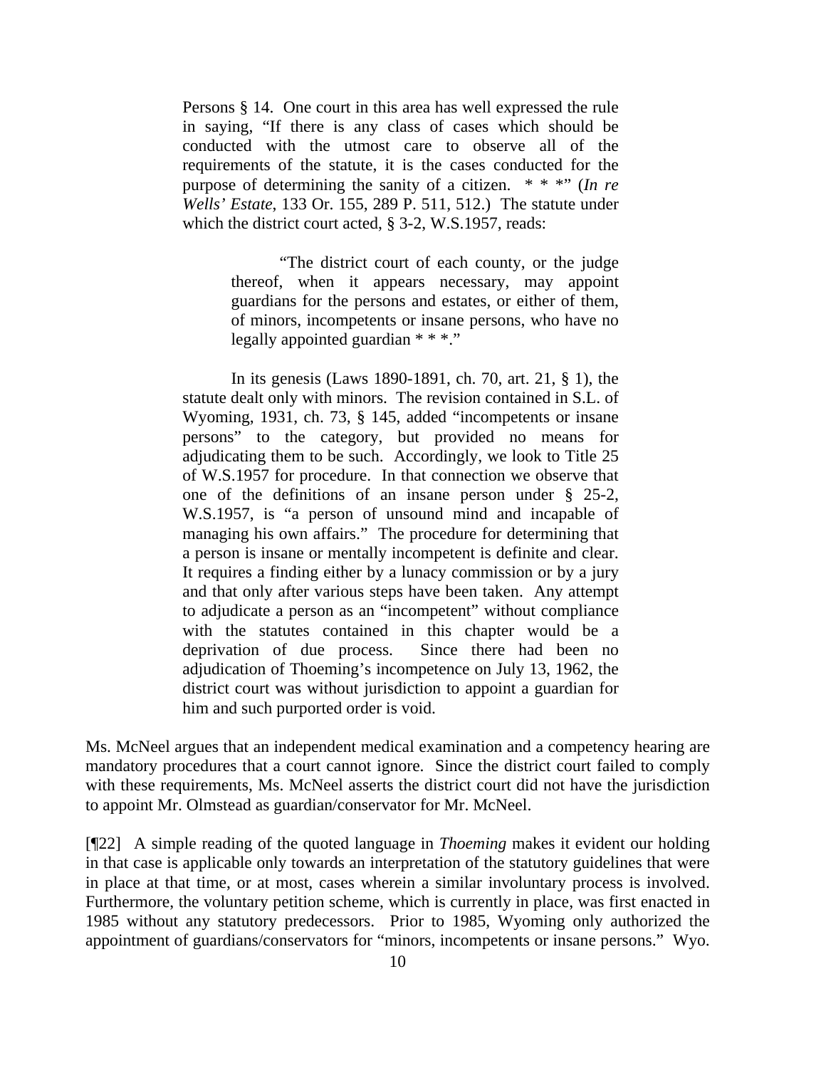> Persons § 14. One court in this area has well expressed the rule in saying, "If there is any class of cases which should be conducted with the utmost care to observe all of the requirements of the statute, it is the cases conducted for the purpose of determining the sanity of a citizen. * * *" (*In re Wells' Estate*, 133 Or. 155, 289 P. 511, 512.) The statute under which the district court acted, § 3-2, W.S.1957, reads:
>
> > "The district court of each county, or the judge thereof, when it appears necessary, may appoint guardians for the persons and estates, or either of them, of minors, incompetents or insane persons, who have no legally appointed guardian * * *."
>
> In its genesis (Laws 1890-1891, ch. 70, art. 21, § 1), the statute dealt only with minors. The revision contained in S.L. of Wyoming, 1931, ch. 73, § 145, added "incompetents or insane persons" to the category, but provided no means for adjudicating them to be such. Accordingly, we look to Title 25 of W.S.1957 for procedure. In that connection we observe that one of the definitions of an insane person under § 25-2, W.S.1957, is "a person of unsound mind and incapable of managing his own affairs." The procedure for determining that a person is insane or mentally incompetent is definite and clear. It requires a finding either by a lunacy commission or by a jury and that only after various steps have been taken. Any attempt to adjudicate a person as an "incompetent" without compliance with the statutes contained in this chapter would be a deprivation of due process. Since there had been no adjudication of Thoeming's incompetence on July 13, 1962, the district court was without jurisdiction to appoint a guardian for him and such purported order is void.

Ms. McNeel argues that an independent medical examination and a competency hearing are mandatory procedures that a court cannot ignore. Since the district court failed to comply with these requirements, Ms. McNeel asserts the district court did not have the jurisdiction to appoint Mr. Olmstead as guardian/conservator for Mr. McNeel.

[¶22] A simple reading of the quoted language in *Thoeming* makes it evident our holding in that case is applicable only towards an interpretation of the statutory guidelines that were in place at that time, or at most, cases wherein a similar involuntary process is involved. Furthermore, the voluntary petition scheme, which is currently in place, was first enacted in 1985 without any statutory predecessors. Prior to 1985, Wyoming only authorized the appointment of guardians/conservators for "minors, incompetents or insane persons." Wyo.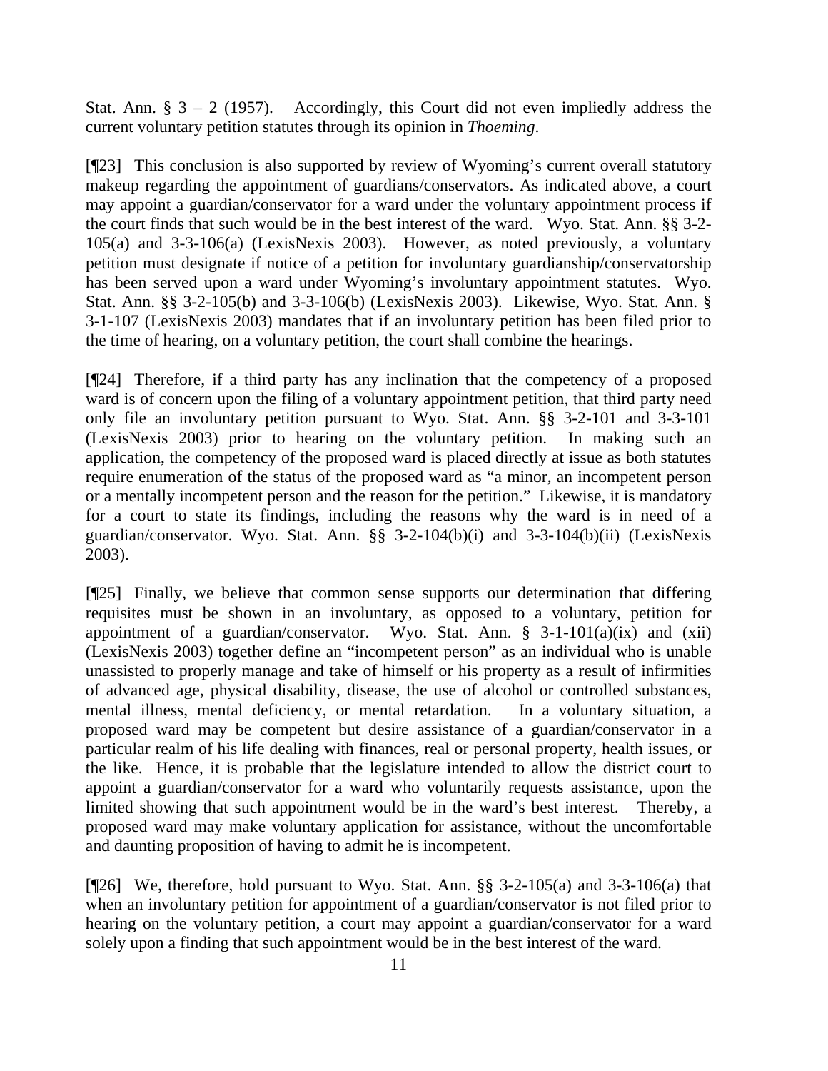Stat. Ann. § 3 – 2 (1957). Accordingly, this Court did not even impliedly address the current voluntary petition statutes through its opinion in *Thoeming*.

[¶23] This conclusion is also supported by review of Wyoming's current overall statutory makeup regarding the appointment of guardians/conservators. As indicated above, a court may appoint a guardian/conservator for a ward under the voluntary appointment process if the court finds that such would be in the best interest of the ward. Wyo. Stat. Ann. §§ 3-2-105(a) and 3-3-106(a) (LexisNexis 2003). However, as noted previously, a voluntary petition must designate if notice of a petition for involuntary guardianship/conservatorship has been served upon a ward under Wyoming's involuntary appointment statutes. Wyo. Stat. Ann. §§ 3-2-105(b) and 3-3-106(b) (LexisNexis 2003). Likewise, Wyo. Stat. Ann. § 3-1-107 (LexisNexis 2003) mandates that if an involuntary petition has been filed prior to the time of hearing, on a voluntary petition, the court shall combine the hearings.

[¶24] Therefore, if a third party has any inclination that the competency of a proposed ward is of concern upon the filing of a voluntary appointment petition, that third party need only file an involuntary petition pursuant to Wyo. Stat. Ann. §§ 3-2-101 and 3-3-101 (LexisNexis 2003) prior to hearing on the voluntary petition. In making such an application, the competency of the proposed ward is placed directly at issue as both statutes require enumeration of the status of the proposed ward as "a minor, an incompetent person or a mentally incompetent person and the reason for the petition." Likewise, it is mandatory for a court to state its findings, including the reasons why the ward is in need of a guardian/conservator. Wyo. Stat. Ann. §§ 3-2-104(b)(i) and 3-3-104(b)(ii) (LexisNexis 2003).

[¶25] Finally, we believe that common sense supports our determination that differing requisites must be shown in an involuntary, as opposed to a voluntary, petition for appointment of a guardian/conservator. Wyo. Stat. Ann. § 3-1-101(a)(ix) and (xii) (LexisNexis 2003) together define an "incompetent person" as an individual who is unable unassisted to properly manage and take of himself or his property as a result of infirmities of advanced age, physical disability, disease, the use of alcohol or controlled substances, mental illness, mental deficiency, or mental retardation. In a voluntary situation, a proposed ward may be competent but desire assistance of a guardian/conservator in a particular realm of his life dealing with finances, real or personal property, health issues, or the like. Hence, it is probable that the legislature intended to allow the district court to appoint a guardian/conservator for a ward who voluntarily requests assistance, upon the limited showing that such appointment would be in the ward's best interest. Thereby, a proposed ward may make voluntary application for assistance, without the uncomfortable and daunting proposition of having to admit he is incompetent.

[¶26] We, therefore, hold pursuant to Wyo. Stat. Ann. §§ 3-2-105(a) and 3-3-106(a) that when an involuntary petition for appointment of a guardian/conservator is not filed prior to hearing on the voluntary petition, a court may appoint a guardian/conservator for a ward solely upon a finding that such appointment would be in the best interest of the ward.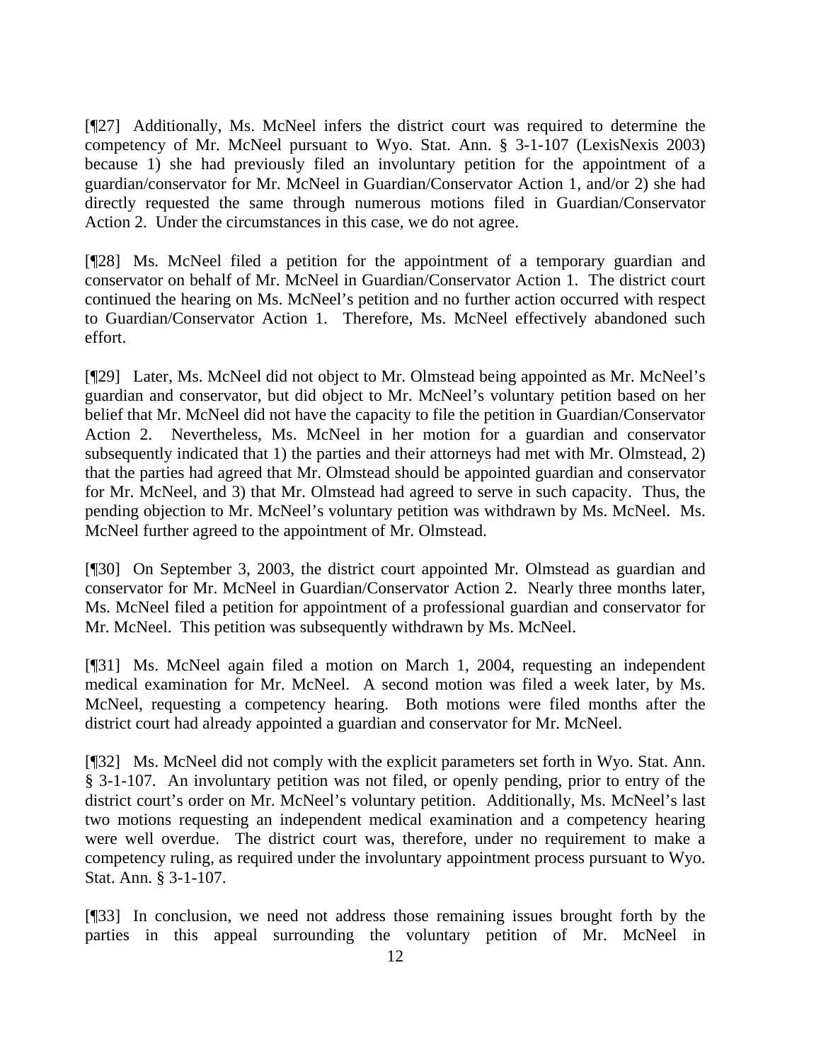[¶27] Additionally, Ms. McNeel infers the district court was required to determine the competency of Mr. McNeel pursuant to Wyo. Stat. Ann. § 3-1-107 (LexisNexis 2003) because 1) she had previously filed an involuntary petition for the appointment of a guardian/conservator for Mr. McNeel in Guardian/Conservator Action 1, and/or 2) she had directly requested the same through numerous motions filed in Guardian/Conservator Action 2. Under the circumstances in this case, we do not agree.

[¶28] Ms. McNeel filed a petition for the appointment of a temporary guardian and conservator on behalf of Mr. McNeel in Guardian/Conservator Action 1. The district court continued the hearing on Ms. McNeel's petition and no further action occurred with respect to Guardian/Conservator Action 1. Therefore, Ms. McNeel effectively abandoned such effort.

[¶29] Later, Ms. McNeel did not object to Mr. Olmstead being appointed as Mr. McNeel's guardian and conservator, but did object to Mr. McNeel's voluntary petition based on her belief that Mr. McNeel did not have the capacity to file the petition in Guardian/Conservator Action 2. Nevertheless, Ms. McNeel in her motion for a guardian and conservator subsequently indicated that 1) the parties and their attorneys had met with Mr. Olmstead, 2) that the parties had agreed that Mr. Olmstead should be appointed guardian and conservator for Mr. McNeel, and 3) that Mr. Olmstead had agreed to serve in such capacity. Thus, the pending objection to Mr. McNeel's voluntary petition was withdrawn by Ms. McNeel. Ms. McNeel further agreed to the appointment of Mr. Olmstead.

[¶30] On September 3, 2003, the district court appointed Mr. Olmstead as guardian and conservator for Mr. McNeel in Guardian/Conservator Action 2. Nearly three months later, Ms. McNeel filed a petition for appointment of a professional guardian and conservator for Mr. McNeel. This petition was subsequently withdrawn by Ms. McNeel.

[¶31] Ms. McNeel again filed a motion on March 1, 2004, requesting an independent medical examination for Mr. McNeel. A second motion was filed a week later, by Ms. McNeel, requesting a competency hearing. Both motions were filed months after the district court had already appointed a guardian and conservator for Mr. McNeel.

[¶32] Ms. McNeel did not comply with the explicit parameters set forth in Wyo. Stat. Ann. § 3-1-107. An involuntary petition was not filed, or openly pending, prior to entry of the district court's order on Mr. McNeel's voluntary petition. Additionally, Ms. McNeel's last two motions requesting an independent medical examination and a competency hearing were well overdue. The district court was, therefore, under no requirement to make a competency ruling, as required under the involuntary appointment process pursuant to Wyo. Stat. Ann. § 3-1-107.

[¶33] In conclusion, we need not address those remaining issues brought forth by the parties in this appeal surrounding the voluntary petition of Mr. McNeel in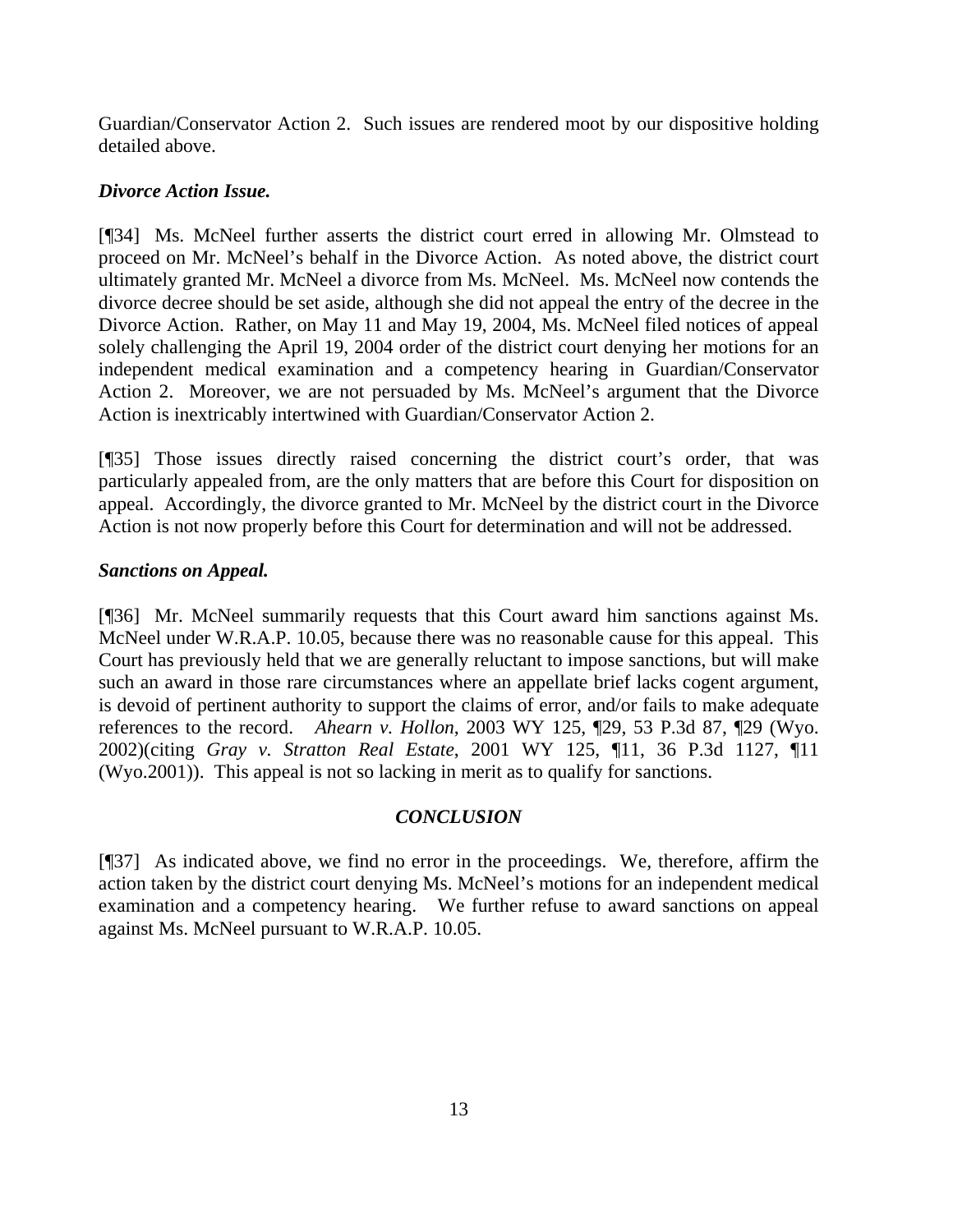Guardian/Conservator Action 2. Such issues are rendered moot by our dispositive holding detailed above.

***Divorce Action Issue.***

[¶34] Ms. McNeel further asserts the district court erred in allowing Mr. Olmstead to proceed on Mr. McNeel's behalf in the Divorce Action. As noted above, the district court ultimately granted Mr. McNeel a divorce from Ms. McNeel. Ms. McNeel now contends the divorce decree should be set aside, although she did not appeal the entry of the decree in the Divorce Action. Rather, on May 11 and May 19, 2004, Ms. McNeel filed notices of appeal solely challenging the April 19, 2004 order of the district court denying her motions for an independent medical examination and a competency hearing in Guardian/Conservator Action 2. Moreover, we are not persuaded by Ms. McNeel's argument that the Divorce Action is inextricably intertwined with Guardian/Conservator Action 2.

[¶35] Those issues directly raised concerning the district court's order, that was particularly appealed from, are the only matters that are before this Court for disposition on appeal. Accordingly, the divorce granted to Mr. McNeel by the district court in the Divorce Action is not now properly before this Court for determination and will not be addressed.

***Sanctions on Appeal.***

[¶36] Mr. McNeel summarily requests that this Court award him sanctions against Ms. McNeel under W.R.A.P. 10.05, because there was no reasonable cause for this appeal. This Court has previously held that we are generally reluctant to impose sanctions, but will make such an award in those rare circumstances where an appellate brief lacks cogent argument, is devoid of pertinent authority to support the claims of error, and/or fails to make adequate references to the record. *Ahearn v. Hollon*, 2003 WY 125, ¶29, 53 P.3d 87, ¶29 (Wyo. 2002)(citing *Gray v. Stratton Real Estate*, 2001 WY 125, ¶11, 36 P.3d 1127, ¶11 (Wyo.2001)). This appeal is not so lacking in merit as to qualify for sanctions.

## ***CONCLUSION***

[¶37] As indicated above, we find no error in the proceedings. We, therefore, affirm the action taken by the district court denying Ms. McNeel's motions for an independent medical examination and a competency hearing. We further refuse to award sanctions on appeal against Ms. McNeel pursuant to W.R.A.P. 10.05.